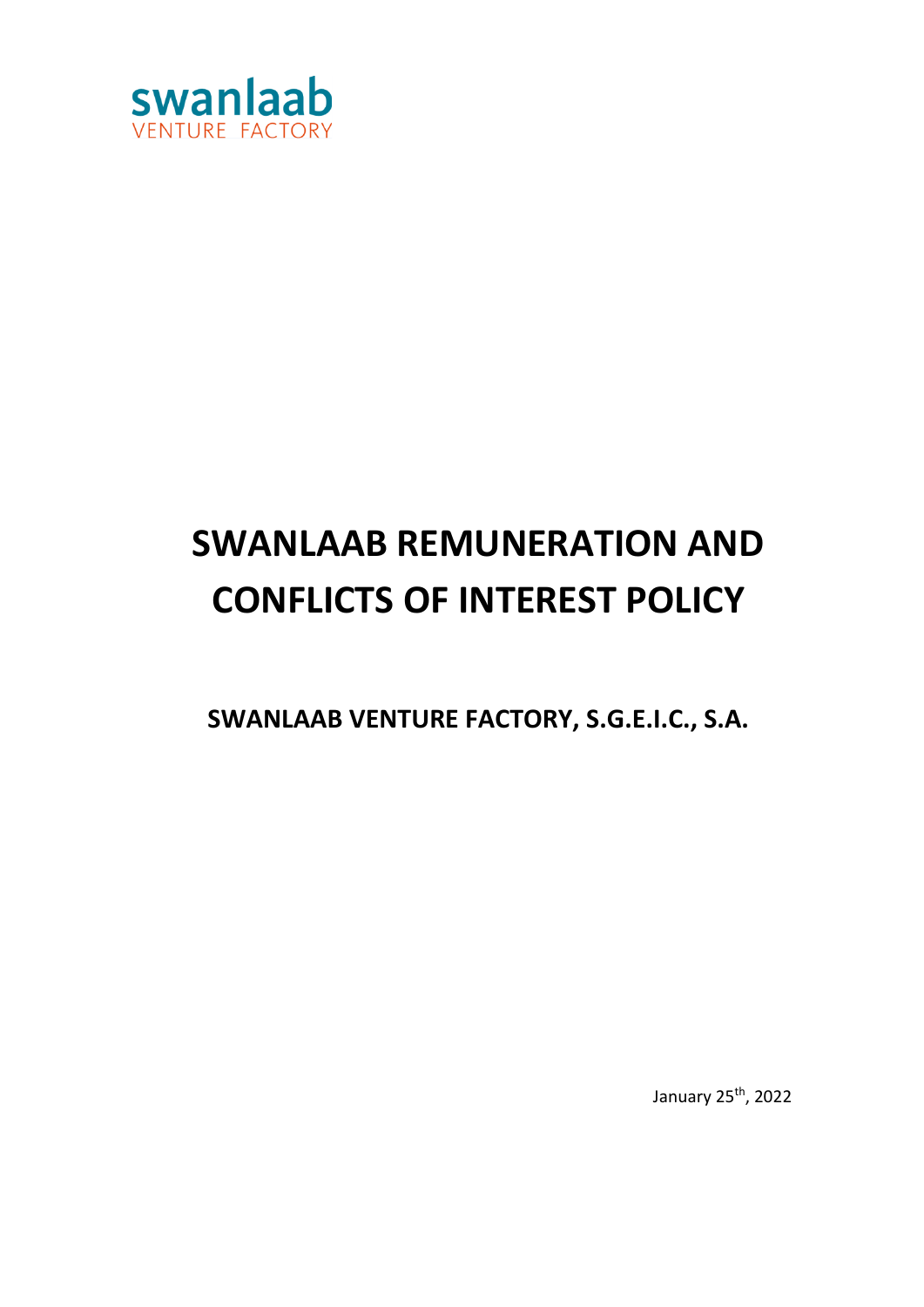swanlaab
VENTURE FACTORY

# SWANLAAB REMUNERATION AND CONFLICTS OF INTEREST POLICY

## SWANLAAB VENTURE FACTORY, S.G.E.I.C., S.A.

January 25th, 2022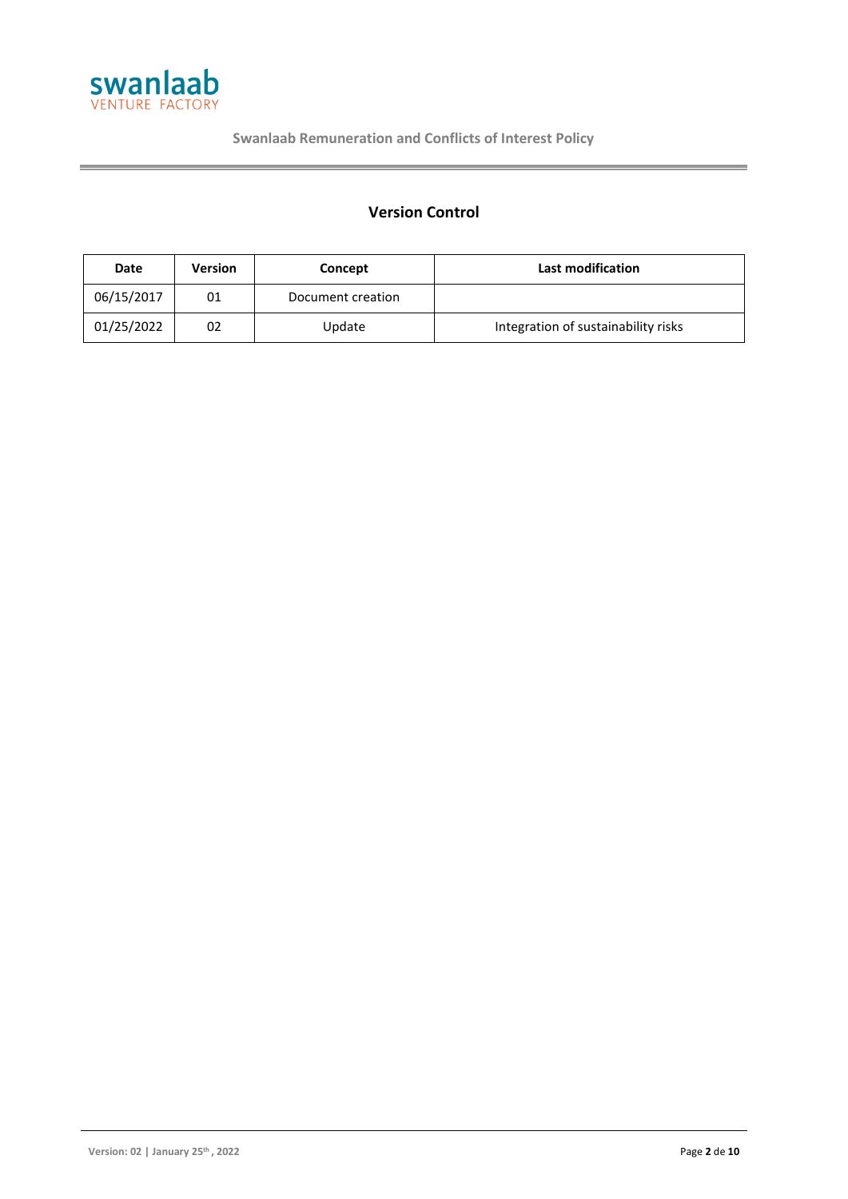## Version Control

| Date | Version | Concept | Last modification |
|---|---|---|---|
| 06/15/2017 | 01 | Document creation | |
| 01/25/2022 | 02 | Update | Integration of sustainability risks |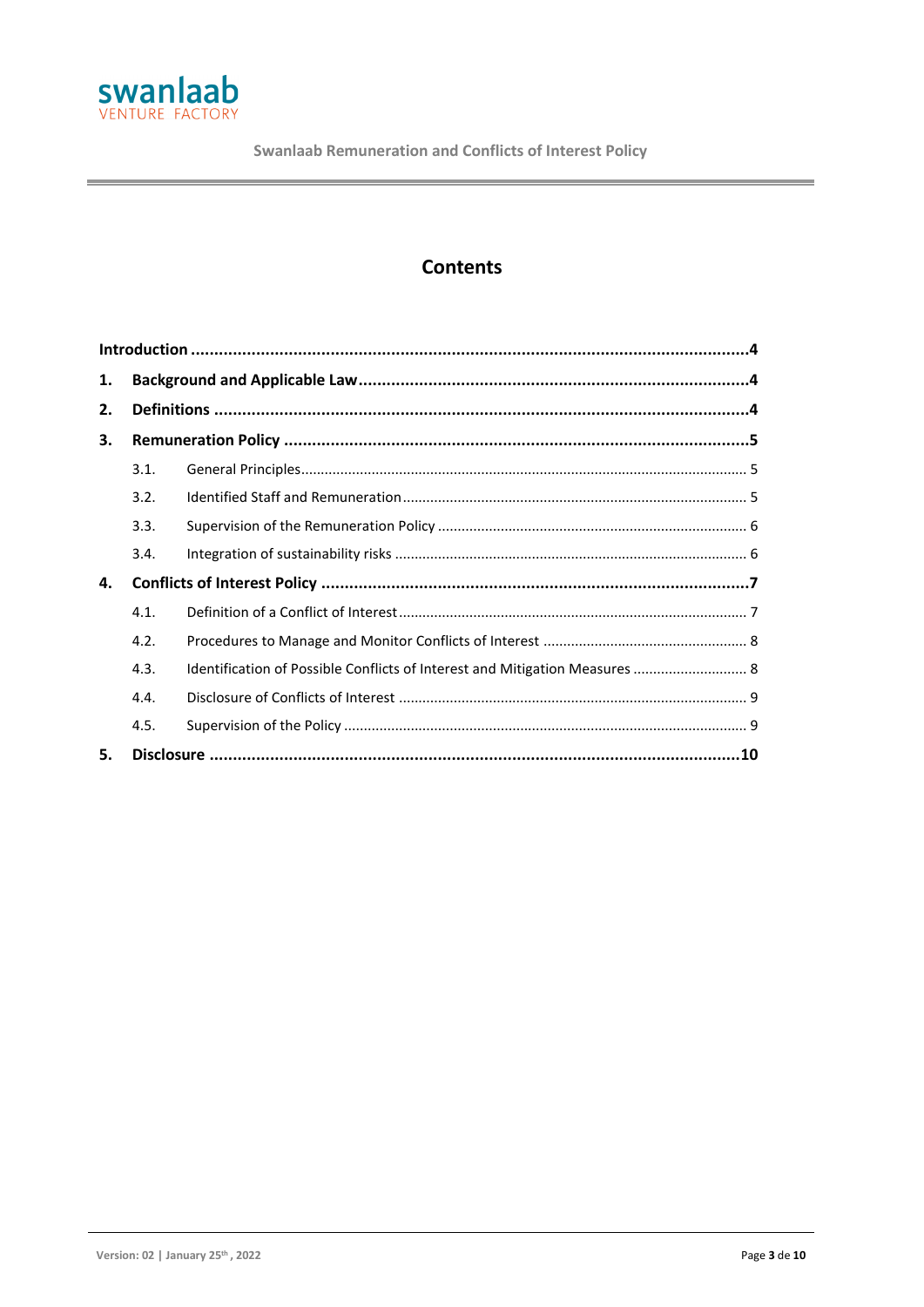## Contents

**Introduction** ....................................................................................................................4

**1. Background and Applicable Law** ..................................................................................4

**2. Definitions** ..................................................................................................................4

**3. Remuneration Policy** ...................................................................................................5

3.1. General Principles................................................................................................ 5

3.2. Identified Staff and Remuneration ....................................................................... 5

3.3. Supervision of the Remuneration Policy .............................................................. 6

3.4. Integration of sustainability risks ......................................................................... 6

**4. Conflicts of Interest Policy** ...........................................................................................7

4.1. Definition of a Conflict of Interest ........................................................................ 7

4.2. Procedures to Manage and Monitor Conflicts of Interest .................................... 8

4.3. Identification of Possible Conflicts of Interest and Mitigation Measures ............. 8

4.4. Disclosure of Conflicts of Interest ........................................................................ 9

4.5. Supervision of the Policy ...................................................................................... 9

**5. Disclosure** ..................................................................................................................10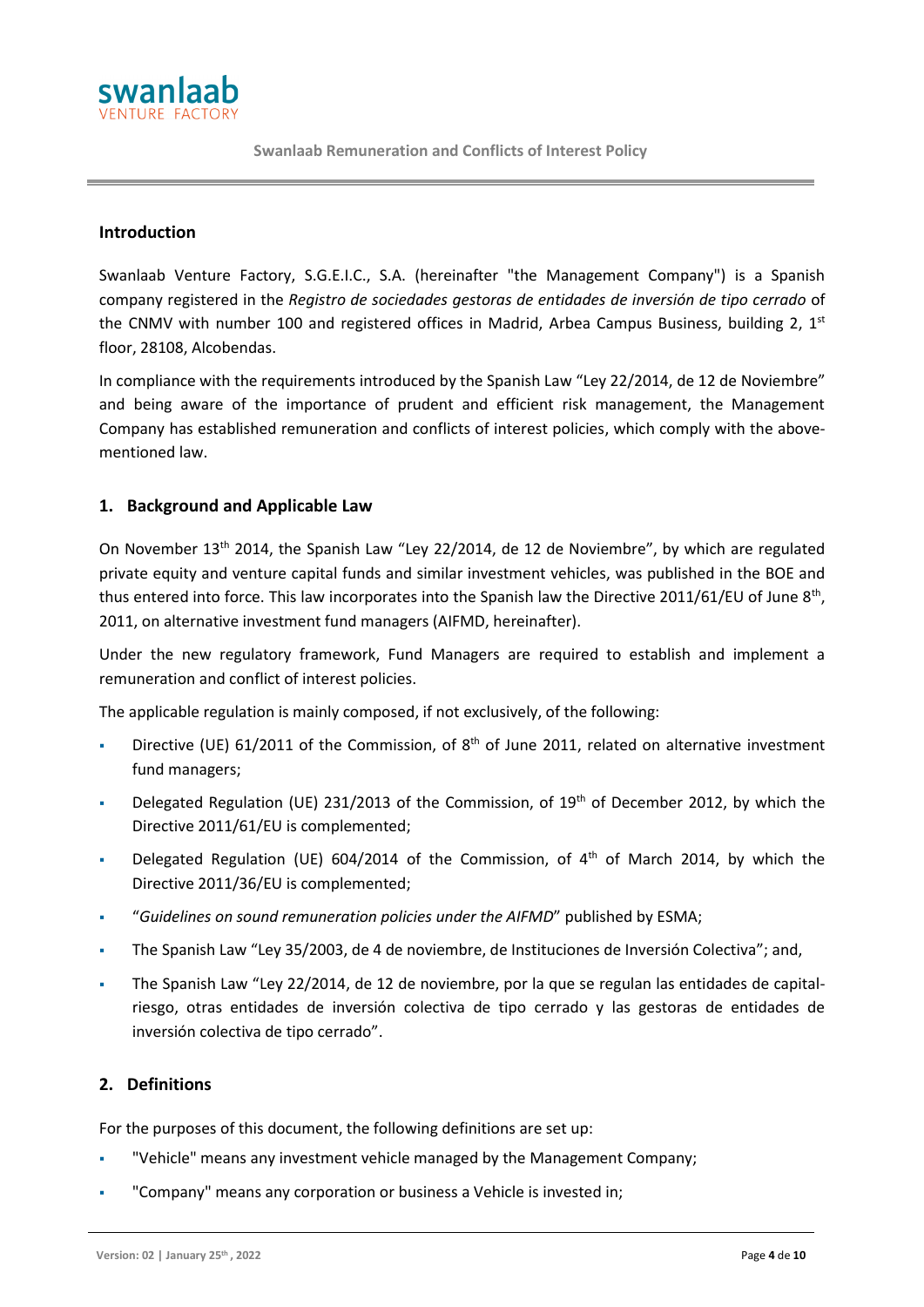## Introduction

Swanlaab Venture Factory, S.G.E.I.C., S.A. (hereinafter "the Management Company") is a Spanish company registered in the *Registro de sociedades gestoras de entidades de inversión de tipo cerrado* of the CNMV with number 100 and registered offices in Madrid, Arbea Campus Business, building 2, 1st floor, 28108, Alcobendas.

In compliance with the requirements introduced by the Spanish Law "Ley 22/2014, de 12 de Noviembre" and being aware of the importance of prudent and efficient risk management, the Management Company has established remuneration and conflicts of interest policies, which comply with the above-mentioned law.

## 1. Background and Applicable Law

On November 13th 2014, the Spanish Law "Ley 22/2014, de 12 de Noviembre", by which are regulated private equity and venture capital funds and similar investment vehicles, was published in the BOE and thus entered into force. This law incorporates into the Spanish law the Directive 2011/61/EU of June 8th, 2011, on alternative investment fund managers (AIFMD, hereinafter).

Under the new regulatory framework, Fund Managers are required to establish and implement a remuneration and conflict of interest policies.

The applicable regulation is mainly composed, if not exclusively, of the following:

- Directive (UE) 61/2011 of the Commission, of 8th of June 2011, related on alternative investment fund managers;
- Delegated Regulation (UE) 231/2013 of the Commission, of 19th of December 2012, by which the Directive 2011/61/EU is complemented;
- Delegated Regulation (UE) 604/2014 of the Commission, of 4th of March 2014, by which the Directive 2011/36/EU is complemented;
- "*Guidelines on sound remuneration policies under the AIFMD*" published by ESMA;
- The Spanish Law "Ley 35/2003, de 4 de noviembre, de Instituciones de Inversión Colectiva"; and,
- The Spanish Law "Ley 22/2014, de 12 de noviembre, por la que se regulan las entidades de capital-riesgo, otras entidades de inversión colectiva de tipo cerrado y las gestoras de entidades de inversión colectiva de tipo cerrado".

## 2. Definitions

For the purposes of this document, the following definitions are set up:

- "Vehicle" means any investment vehicle managed by the Management Company;
- "Company" means any corporation or business a Vehicle is invested in;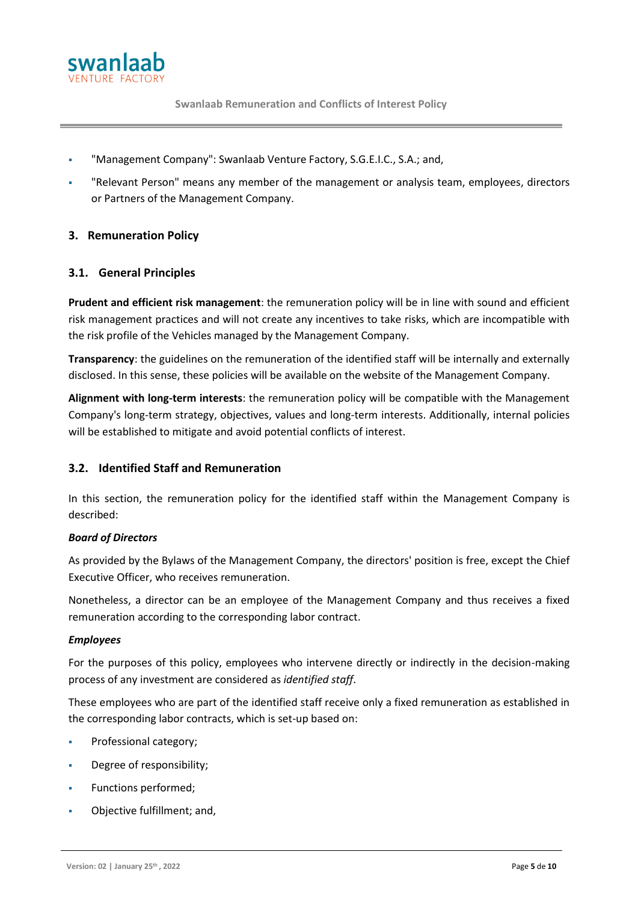- "Management Company": Swanlaab Venture Factory, S.G.E.I.C., S.A.; and,
- "Relevant Person" means any member of the management or analysis team, employees, directors or Partners of the Management Company.

## 3. Remuneration Policy

### 3.1. General Principles

**Prudent and efficient risk management**: the remuneration policy will be in line with sound and efficient risk management practices and will not create any incentives to take risks, which are incompatible with the risk profile of the Vehicles managed by the Management Company.

**Transparency**: the guidelines on the remuneration of the identified staff will be internally and externally disclosed. In this sense, these policies will be available on the website of the Management Company.

**Alignment with long-term interests**: the remuneration policy will be compatible with the Management Company's long-term strategy, objectives, values and long-term interests. Additionally, internal policies will be established to mitigate and avoid potential conflicts of interest.

### 3.2. Identified Staff and Remuneration

In this section, the remuneration policy for the identified staff within the Management Company is described:

***Board of Directors***

As provided by the Bylaws of the Management Company, the directors' position is free, except the Chief Executive Officer, who receives remuneration.

Nonetheless, a director can be an employee of the Management Company and thus receives a fixed remuneration according to the corresponding labor contract.

***Employees***

For the purposes of this policy, employees who intervene directly or indirectly in the decision-making process of any investment are considered as *identified staff*.

These employees who are part of the identified staff receive only a fixed remuneration as established in the corresponding labor contracts, which is set-up based on:

- Professional category;
- Degree of responsibility;
- Functions performed;
- Objective fulfillment; and,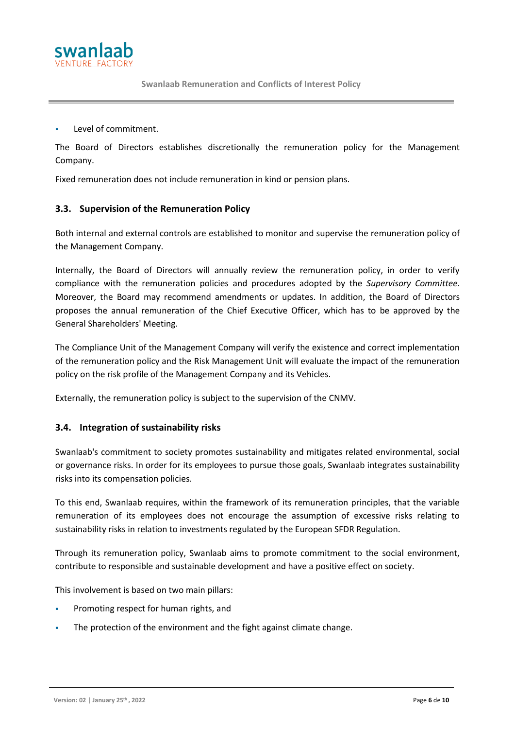- Level of commitment.

The Board of Directors establishes discretionally the remuneration policy for the Management Company.

Fixed remuneration does not include remuneration in kind or pension plans.

### 3.3. Supervision of the Remuneration Policy

Both internal and external controls are established to monitor and supervise the remuneration policy of the Management Company.

Internally, the Board of Directors will annually review the remuneration policy, in order to verify compliance with the remuneration policies and procedures adopted by the *Supervisory Committee*. Moreover, the Board may recommend amendments or updates. In addition, the Board of Directors proposes the annual remuneration of the Chief Executive Officer, which has to be approved by the General Shareholders' Meeting.

The Compliance Unit of the Management Company will verify the existence and correct implementation of the remuneration policy and the Risk Management Unit will evaluate the impact of the remuneration policy on the risk profile of the Management Company and its Vehicles.

Externally, the remuneration policy is subject to the supervision of the CNMV.

### 3.4. Integration of sustainability risks

Swanlaab's commitment to society promotes sustainability and mitigates related environmental, social or governance risks. In order for its employees to pursue those goals, Swanlaab integrates sustainability risks into its compensation policies.

To this end, Swanlaab requires, within the framework of its remuneration principles, that the variable remuneration of its employees does not encourage the assumption of excessive risks relating to sustainability risks in relation to investments regulated by the European SFDR Regulation.

Through its remuneration policy, Swanlaab aims to promote commitment to the social environment, contribute to responsible and sustainable development and have a positive effect on society.

This involvement is based on two main pillars:

- Promoting respect for human rights, and
- The protection of the environment and the fight against climate change.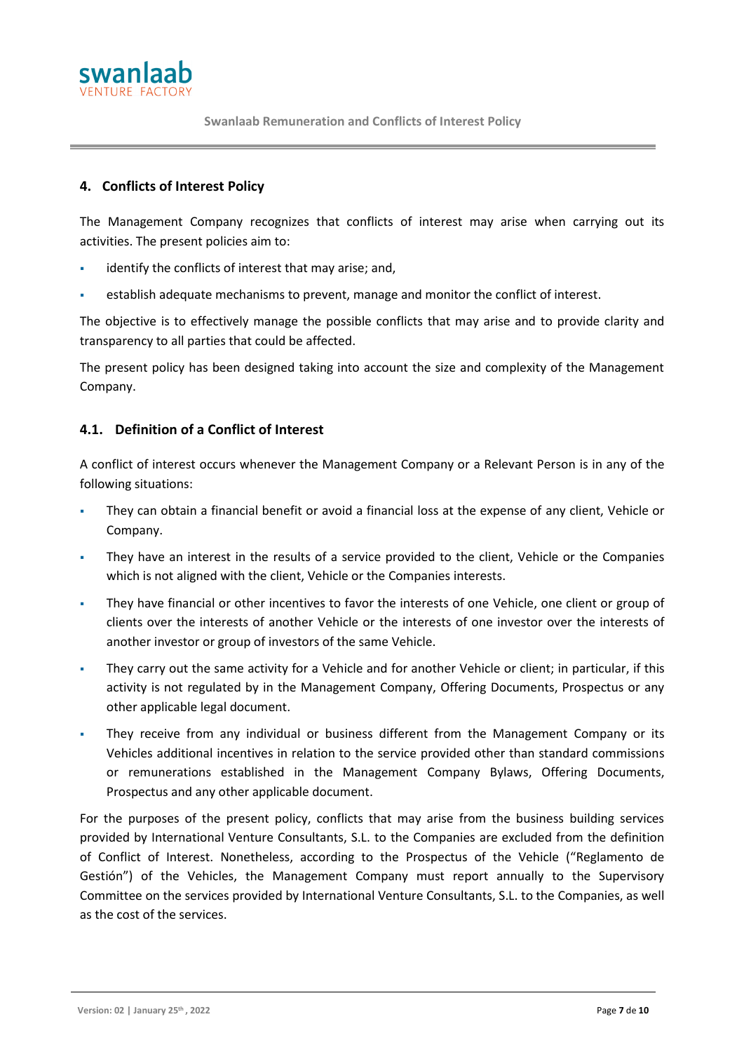## 4. Conflicts of Interest Policy

The Management Company recognizes that conflicts of interest may arise when carrying out its activities. The present policies aim to:

- identify the conflicts of interest that may arise; and,
- establish adequate mechanisms to prevent, manage and monitor the conflict of interest.

The objective is to effectively manage the possible conflicts that may arise and to provide clarity and transparency to all parties that could be affected.

The present policy has been designed taking into account the size and complexity of the Management Company.

### 4.1. Definition of a Conflict of Interest

A conflict of interest occurs whenever the Management Company or a Relevant Person is in any of the following situations:

- They can obtain a financial benefit or avoid a financial loss at the expense of any client, Vehicle or Company.
- They have an interest in the results of a service provided to the client, Vehicle or the Companies which is not aligned with the client, Vehicle or the Companies interests.
- They have financial or other incentives to favor the interests of one Vehicle, one client or group of clients over the interests of another Vehicle or the interests of one investor over the interests of another investor or group of investors of the same Vehicle.
- They carry out the same activity for a Vehicle and for another Vehicle or client; in particular, if this activity is not regulated by in the Management Company, Offering Documents, Prospectus or any other applicable legal document.
- They receive from any individual or business different from the Management Company or its Vehicles additional incentives in relation to the service provided other than standard commissions or remunerations established in the Management Company Bylaws, Offering Documents, Prospectus and any other applicable document.

For the purposes of the present policy, conflicts that may arise from the business building services provided by International Venture Consultants, S.L. to the Companies are excluded from the definition of Conflict of Interest. Nonetheless, according to the Prospectus of the Vehicle ("Reglamento de Gestión") of the Vehicles, the Management Company must report annually to the Supervisory Committee on the services provided by International Venture Consultants, S.L. to the Companies, as well as the cost of the services.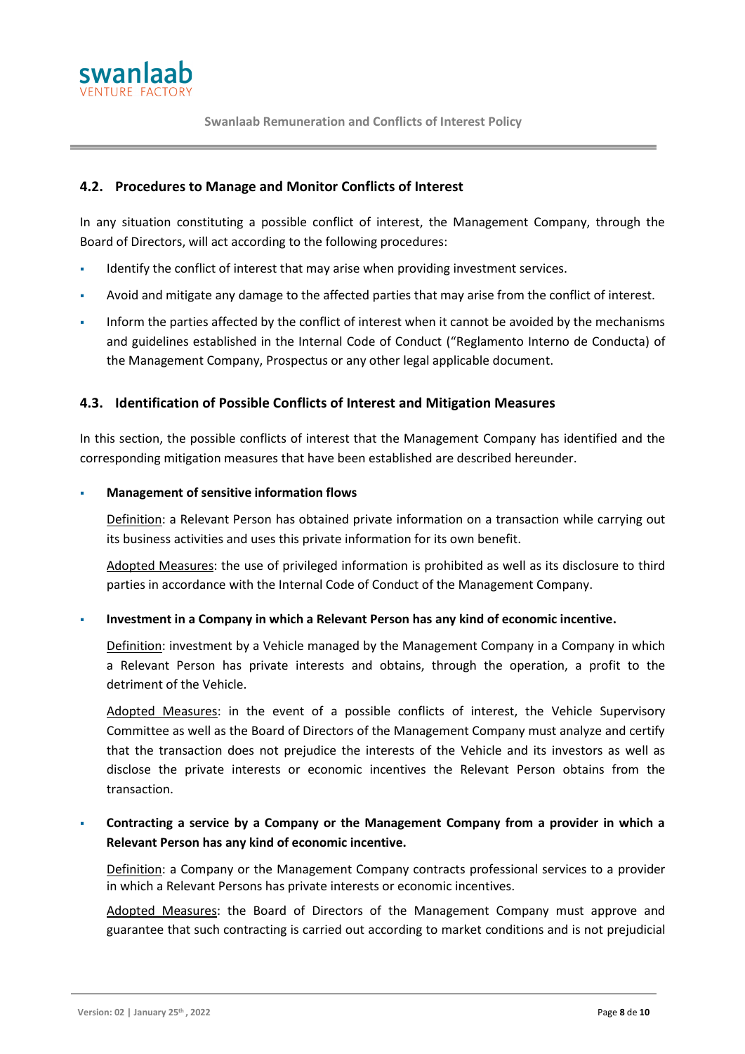### 4.2. Procedures to Manage and Monitor Conflicts of Interest

In any situation constituting a possible conflict of interest, the Management Company, through the Board of Directors, will act according to the following procedures:

- Identify the conflict of interest that may arise when providing investment services.
- Avoid and mitigate any damage to the affected parties that may arise from the conflict of interest.
- Inform the parties affected by the conflict of interest when it cannot be avoided by the mechanisms and guidelines established in the Internal Code of Conduct ("Reglamento Interno de Conducta) of the Management Company, Prospectus or any other legal applicable document.

### 4.3. Identification of Possible Conflicts of Interest and Mitigation Measures

In this section, the possible conflicts of interest that the Management Company has identified and the corresponding mitigation measures that have been established are described hereunder.

- **Management of sensitive information flows**

  Definition: a Relevant Person has obtained private information on a transaction while carrying out its business activities and uses this private information for its own benefit.

  Adopted Measures: the use of privileged information is prohibited as well as its disclosure to third parties in accordance with the Internal Code of Conduct of the Management Company.

- **Investment in a Company in which a Relevant Person has any kind of economic incentive.**

  Definition: investment by a Vehicle managed by the Management Company in a Company in which a Relevant Person has private interests and obtains, through the operation, a profit to the detriment of the Vehicle.

  Adopted Measures: in the event of a possible conflicts of interest, the Vehicle Supervisory Committee as well as the Board of Directors of the Management Company must analyze and certify that the transaction does not prejudice the interests of the Vehicle and its investors as well as disclose the private interests or economic incentives the Relevant Person obtains from the transaction.

- **Contracting a service by a Company or the Management Company from a provider in which a Relevant Person has any kind of economic incentive.**

  Definition: a Company or the Management Company contracts professional services to a provider in which a Relevant Persons has private interests or economic incentives.

  Adopted Measures: the Board of Directors of the Management Company must approve and guarantee that such contracting is carried out according to market conditions and is not prejudicial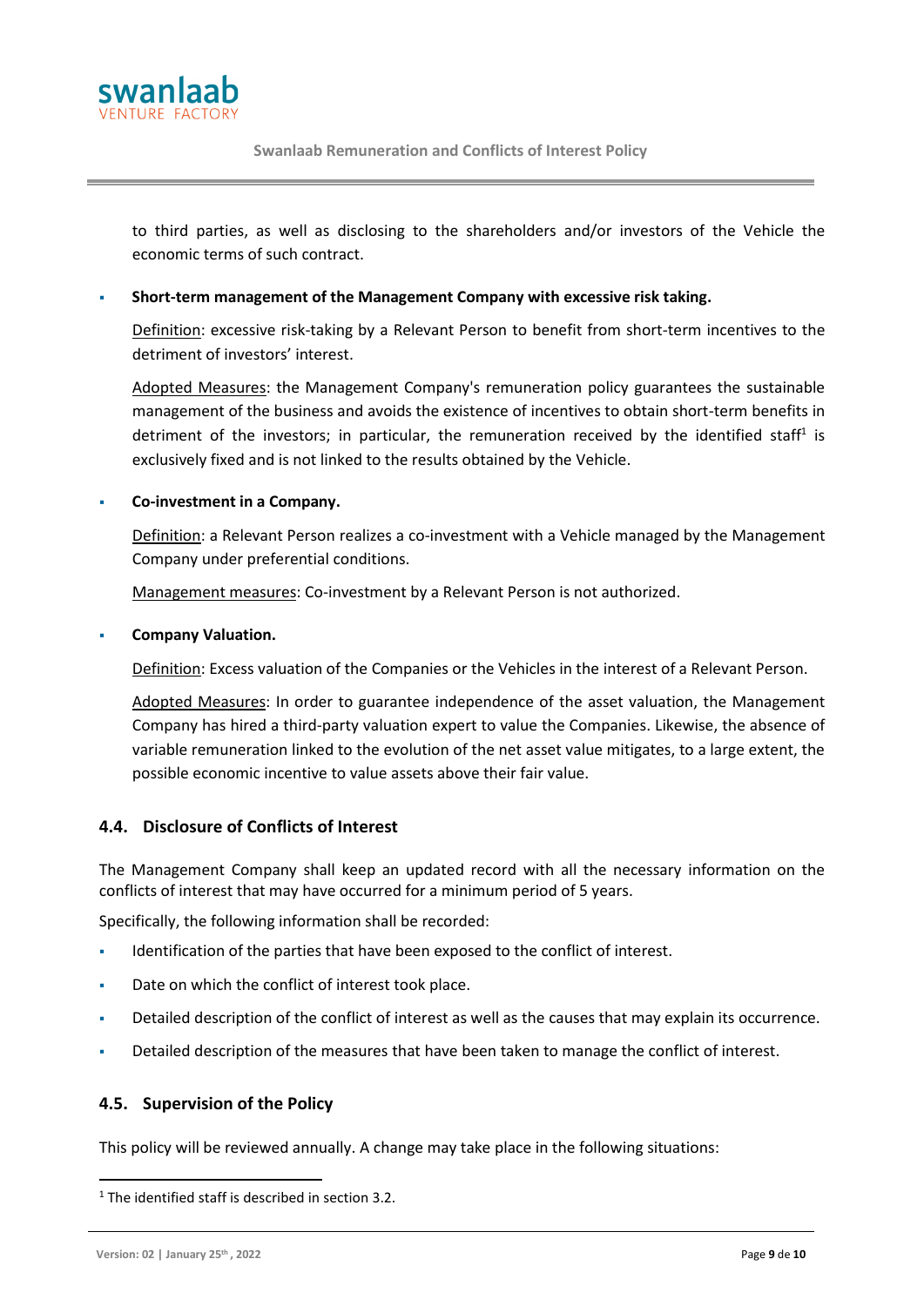to third parties, as well as disclosing to the shareholders and/or investors of the Vehicle the economic terms of such contract.

- **Short-term management of the Management Company with excessive risk taking.**

  Definition: excessive risk-taking by a Relevant Person to benefit from short-term incentives to the detriment of investors' interest.

  Adopted Measures: the Management Company's remuneration policy guarantees the sustainable management of the business and avoids the existence of incentives to obtain short-term benefits in detriment of the investors; in particular, the remuneration received by the identified staff[1] is exclusively fixed and is not linked to the results obtained by the Vehicle.

- **Co-investment in a Company.**

  Definition: a Relevant Person realizes a co-investment with a Vehicle managed by the Management Company under preferential conditions.

  Management measures: Co-investment by a Relevant Person is not authorized.

- **Company Valuation.**

  Definition: Excess valuation of the Companies or the Vehicles in the interest of a Relevant Person.

  Adopted Measures: In order to guarantee independence of the asset valuation, the Management Company has hired a third-party valuation expert to value the Companies. Likewise, the absence of variable remuneration linked to the evolution of the net asset value mitigates, to a large extent, the possible economic incentive to value assets above their fair value.

### 4.4. Disclosure of Conflicts of Interest

The Management Company shall keep an updated record with all the necessary information on the conflicts of interest that may have occurred for a minimum period of 5 years.

Specifically, the following information shall be recorded:

- Identification of the parties that have been exposed to the conflict of interest.
- Date on which the conflict of interest took place.
- Detailed description of the conflict of interest as well as the causes that may explain its occurrence.
- Detailed description of the measures that have been taken to manage the conflict of interest.

### 4.5. Supervision of the Policy

This policy will be reviewed annually. A change may take place in the following situations:

[1] The identified staff is described in section 3.2.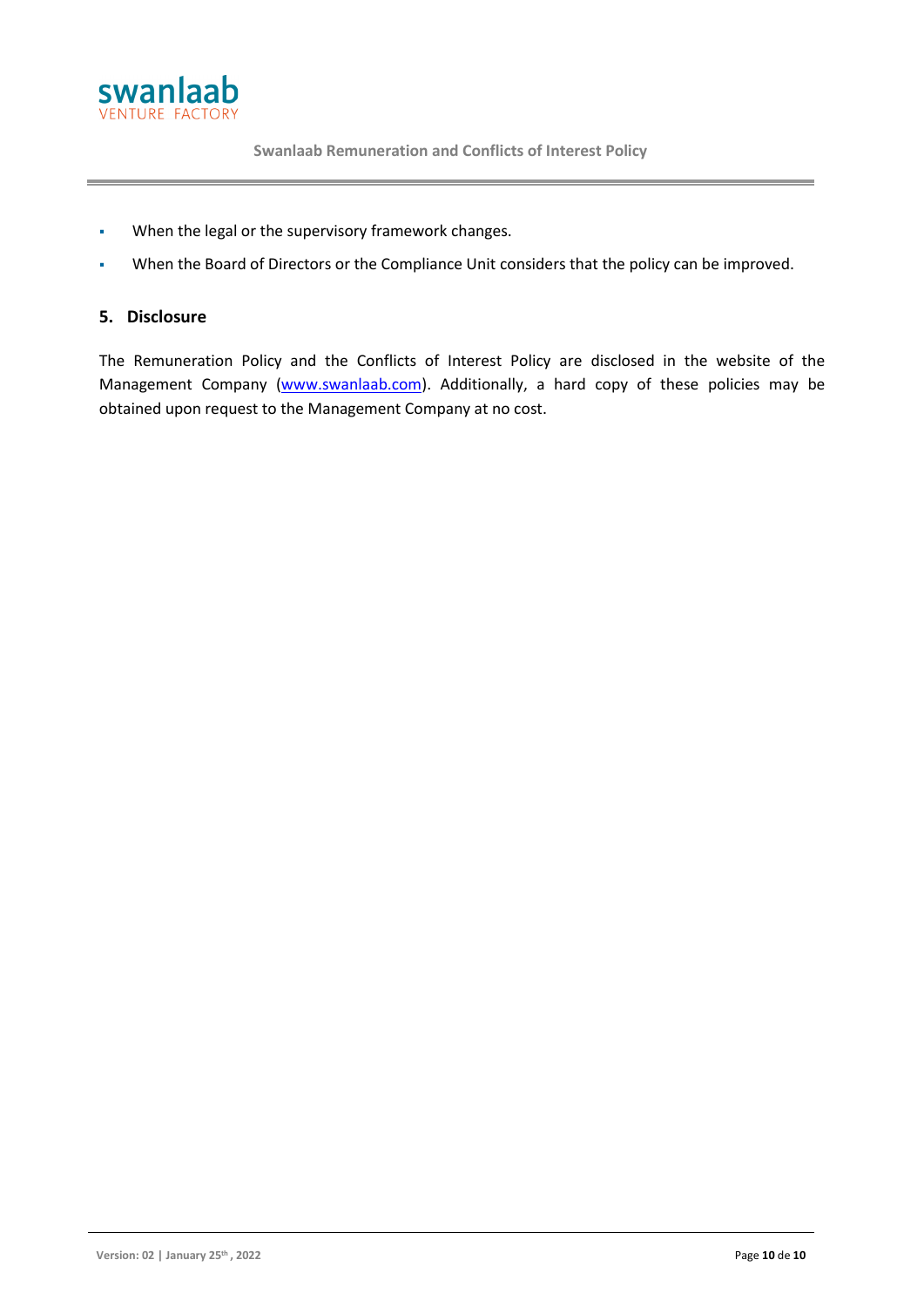- When the legal or the supervisory framework changes.
- When the Board of Directors or the Compliance Unit considers that the policy can be improved.

## 5. Disclosure

The Remuneration Policy and the Conflicts of Interest Policy are disclosed in the website of the Management Company (www.swanlaab.com). Additionally, a hard copy of these policies may be obtained upon request to the Management Company at no cost.